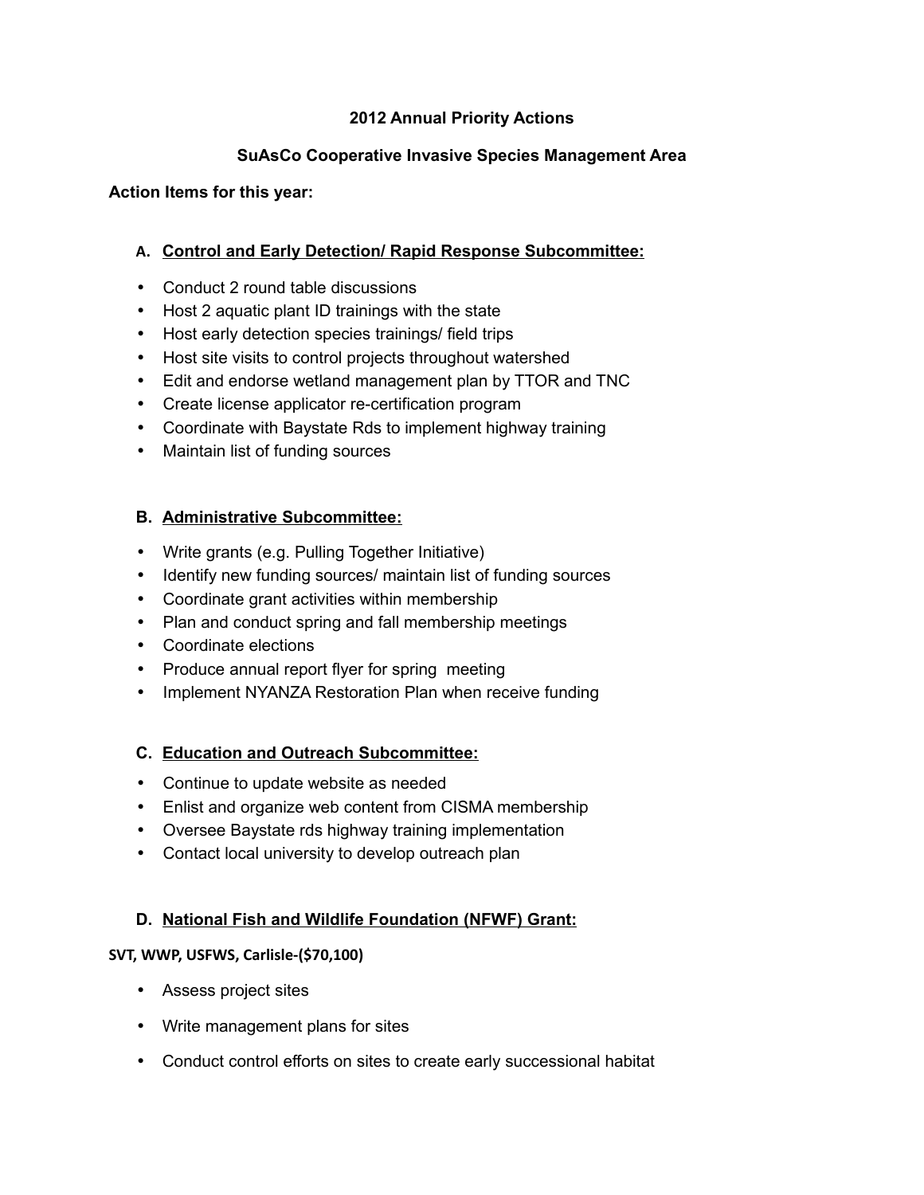## 2012 Annual Priority Actions

## SuAsCo Cooperative Invasive Species Management Area

**Action Items for this year:**

### A. Control and Early Detection/ Rapid Response Subcommittee:

- Conduct 2 round table discussions
- Host 2 aquatic plant ID trainings with the state
- Host early detection species trainings/ field trips
- Host site visits to control projects throughout watershed
- Edit and endorse wetland management plan by TTOR and TNC
- Create license applicator re-certification program
- Coordinate with Baystate Rds to implement highway training
- Maintain list of funding sources

### B. Administrative Subcommittee:

- Write grants (e.g. Pulling Together Initiative)
- Identify new funding sources/ maintain list of funding sources
- Coordinate grant activities within membership
- Plan and conduct spring and fall membership meetings
- Coordinate elections
- Produce annual report flyer for spring meeting
- Implement NYANZA Restoration Plan when receive funding

### C. Education and Outreach Subcommittee:

- Continue to update website as needed
- Enlist and organize web content from CISMA membership
- Oversee Baystate rds highway training implementation
- Contact local university to develop outreach plan

### D. National Fish and Wildlife Foundation (NFWF) Grant:

**SVT, WWP, USFWS, Carlisle-($70,100)**

- Assess project sites
- Write management plans for sites
- Conduct control efforts on sites to create early successional habitat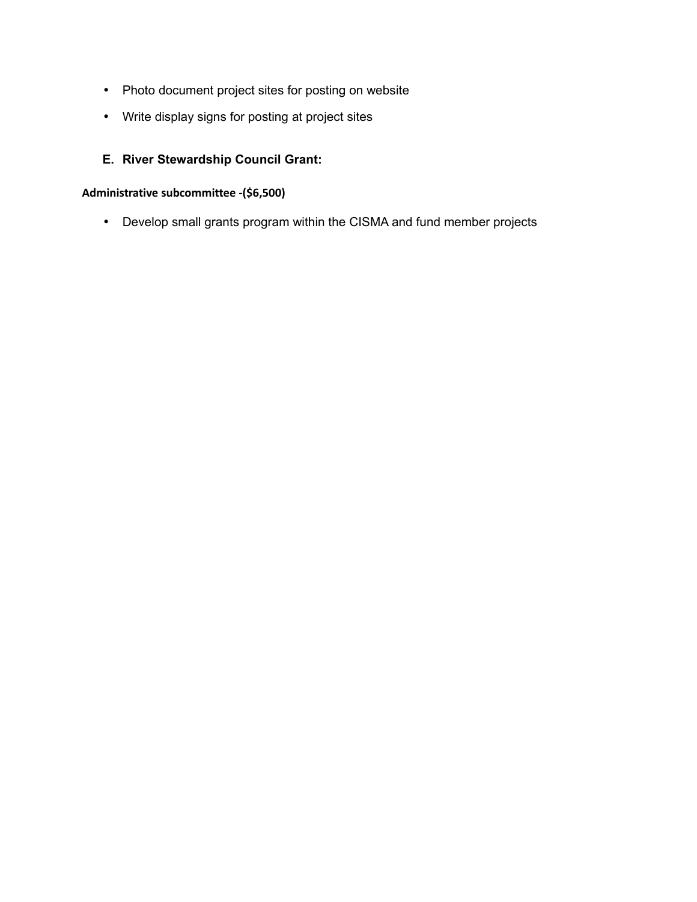- Photo document project sites for posting on website
- Write display signs for posting at project sites

### E. River Stewardship Council Grant:

**Administrative subcommittee -($6,500)**

- Develop small grants program within the CISMA and fund member projects